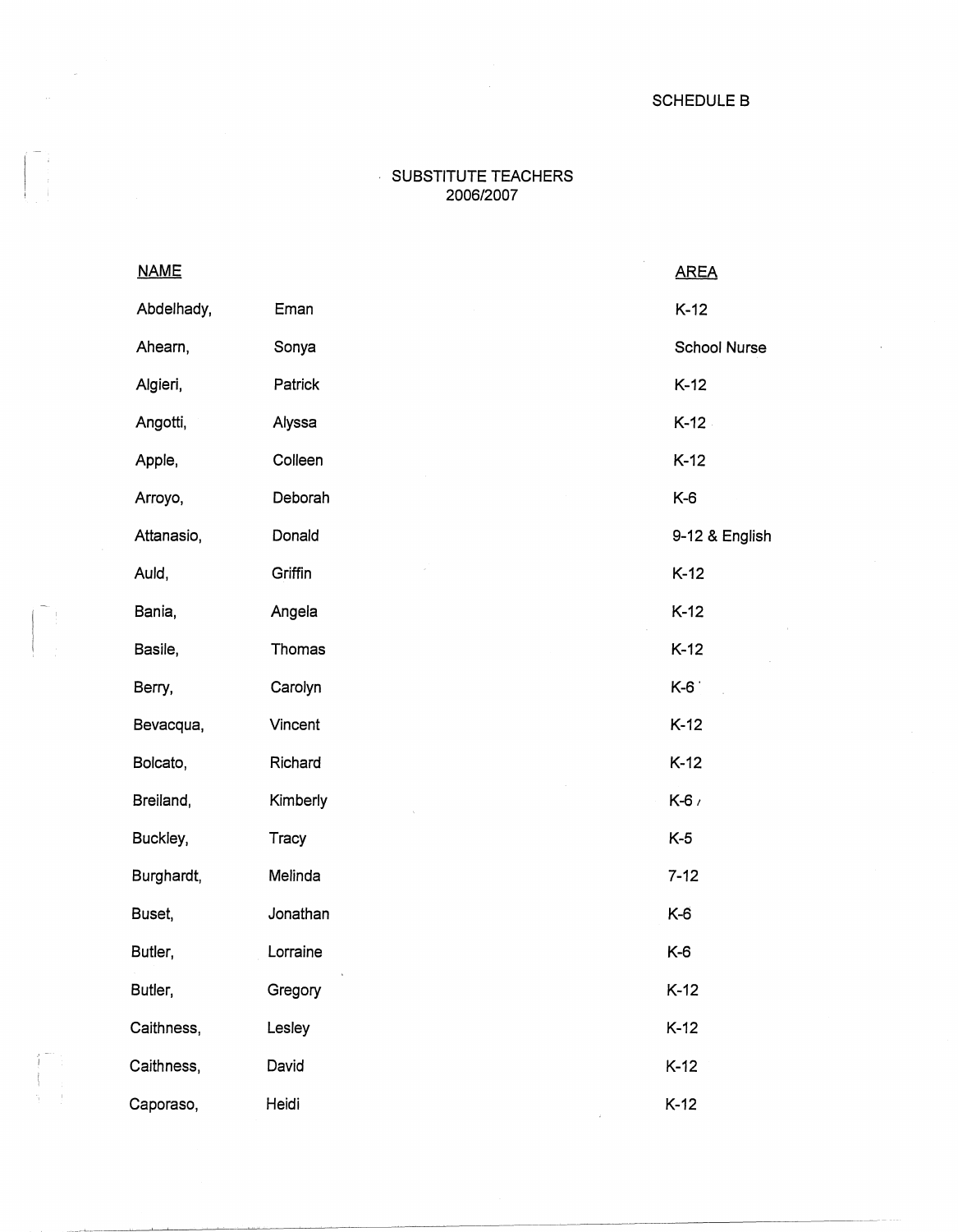SCHEDULE B

# SUBSTITUTE TEACHERS
## 2006/2007

| NAME | | AREA |
| --- | --- | --- |
| Abdelhady, | Eman | K-12 |
| Ahearn, | Sonya | School Nurse |
| Algieri, | Patrick | K-12 |
| Angotti, | Alyssa | K-12 |
| Apple, | Colleen | K-12 |
| Arroyo, | Deborah | K-6 |
| Attanasio, | Donald | 9-12 & English |
| Auld, | Griffin | K-12 |
| Bania, | Angela | K-12 |
| Basile, | Thomas | K-12 |
| Berry, | Carolyn | K-6 |
| Bevacqua, | Vincent | K-12 |
| Bolcato, | Richard | K-12 |
| Breiland, | Kimberly | K-6 |
| Buckley, | Tracy | K-5 |
| Burghardt, | Melinda | 7-12 |
| Buset, | Jonathan | K-6 |
| Butler, | Lorraine | K-6 |
| Butler, | Gregory | K-12 |
| Caithness, | Lesley | K-12 |
| Caithness, | David | K-12 |
| Caporaso, | Heidi | K-12 |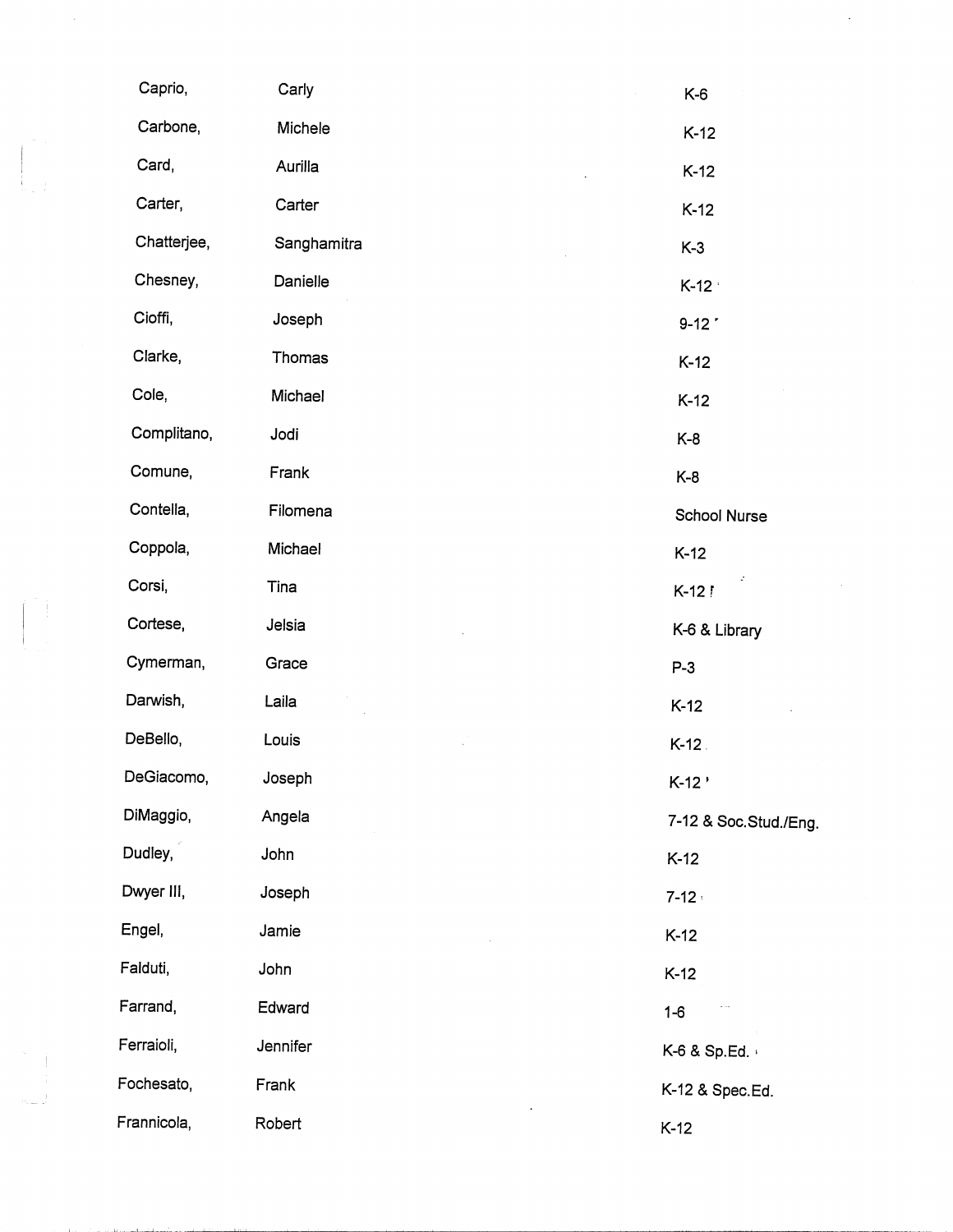| | | |
|---|---|---|
| Caprio, | Carly | K-6 |
| Carbone, | Michele | K-12 |
| Card, | Aurilla | K-12 |
| Carter, | Carter | K-12 |
| Chatterjee, | Sanghamitra | K-3 |
| Chesney, | Danielle | K-12 |
| Cioffi, | Joseph | 9-12 |
| Clarke, | Thomas | K-12 |
| Cole, | Michael | K-12 |
| Complitano, | Jodi | K-8 |
| Comune, | Frank | K-8 |
| Contella, | Filomena | School Nurse |
| Coppola, | Michael | K-12 |
| Corsi, | Tina | K-12 |
| Cortese, | Jelsia | K-6 & Library |
| Cymerman, | Grace | P-3 |
| Darwish, | Laila | K-12 |
| DeBello, | Louis | K-12 |
| DeGiacomo, | Joseph | K-12 |
| DiMaggio, | Angela | 7-12 & Soc.Stud./Eng. |
| Dudley, | John | K-12 |
| Dwyer III, | Joseph | 7-12 |
| Engel, | Jamie | K-12 |
| Falduti, | John | K-12 |
| Farrand, | Edward | 1-6 |
| Ferraioli, | Jennifer | K-6 & Sp.Ed. |
| Fochesato, | Frank | K-12 & Spec.Ed. |
| Frannicola, | Robert | K-12 |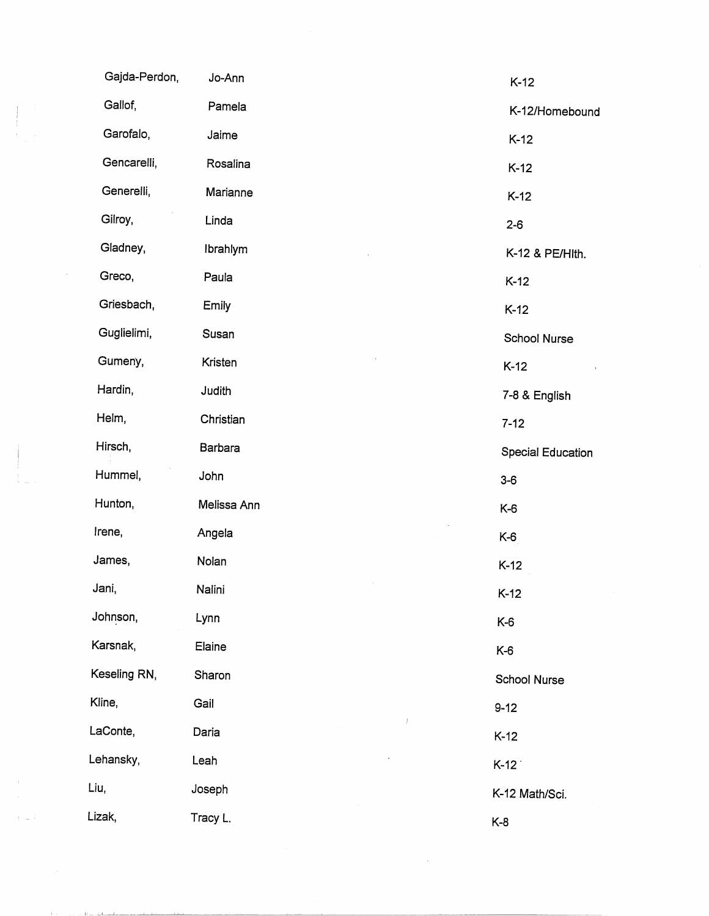| | | |
|---|---|---|
| Gajda-Perdon, | Jo-Ann | K-12 |
| Gallof, | Pamela | K-12/Homebound |
| Garofalo, | Jaime | K-12 |
| Gencarelli, | Rosalina | K-12 |
| Generelli, | Marianne | K-12 |
| Gilroy, | Linda | 2-6 |
| Gladney, | Ibrahlym | K-12 & PE/Hlth. |
| Greco, | Paula | K-12 |
| Griesbach, | Emily | K-12 |
| Guglielimi, | Susan | School Nurse |
| Gumeny, | Kristen | K-12 |
| Hardin, | Judith | 7-8 & English |
| Helm, | Christian | 7-12 |
| Hirsch, | Barbara | Special Education |
| Hummel, | John | 3-6 |
| Hunton, | Melissa Ann | K-6 |
| Irene, | Angela | K-6 |
| James, | Nolan | K-12 |
| Jani, | Nalini | K-12 |
| Johnson, | Lynn | K-6 |
| Karsnak, | Elaine | K-6 |
| Keseling RN, | Sharon | School Nurse |
| Kline, | Gail | 9-12 |
| LaConte, | Daria | K-12 |
| Lehansky, | Leah | K-12 |
| Liu, | Joseph | K-12 Math/Sci. |
| Lizak, | Tracy L. | K-8 |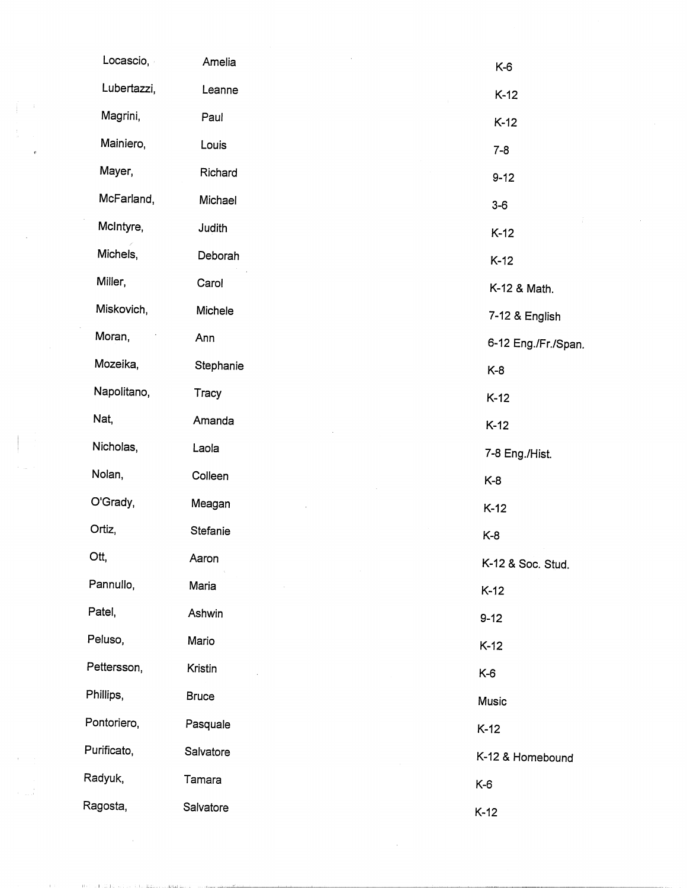| | | |
|---|---|---|
| Locascio, | Amelia | K-6 |
| Lubertazzi, | Leanne | K-12 |
| Magrini, | Paul | K-12 |
| Mainiero, | Louis | 7-8 |
| Mayer, | Richard | 9-12 |
| McFarland, | Michael | 3-6 |
| McIntyre, | Judith | K-12 |
| Michels, | Deborah | K-12 |
| Miller, | Carol | K-12 & Math. |
| Miskovich, | Michele | 7-12 & English |
| Moran, | Ann | 6-12 Eng./Fr./Span. |
| Mozeika, | Stephanie | K-8 |
| Napolitano, | Tracy | K-12 |
| Nat, | Amanda | K-12 |
| Nicholas, | Laola | 7-8 Eng./Hist. |
| Nolan, | Colleen | K-8 |
| O'Grady, | Meagan | K-12 |
| Ortiz, | Stefanie | K-8 |
| Ott, | Aaron | K-12 & Soc. Stud. |
| Pannullo, | Maria | K-12 |
| Patel, | Ashwin | 9-12 |
| Peluso, | Mario | K-12 |
| Pettersson, | Kristin | K-6 |
| Phillips, | Bruce | Music |
| Pontoriero, | Pasquale | K-12 |
| Purificato, | Salvatore | K-12 & Homebound |
| Radyuk, | Tamara | K-6 |
| Ragosta, | Salvatore | K-12 |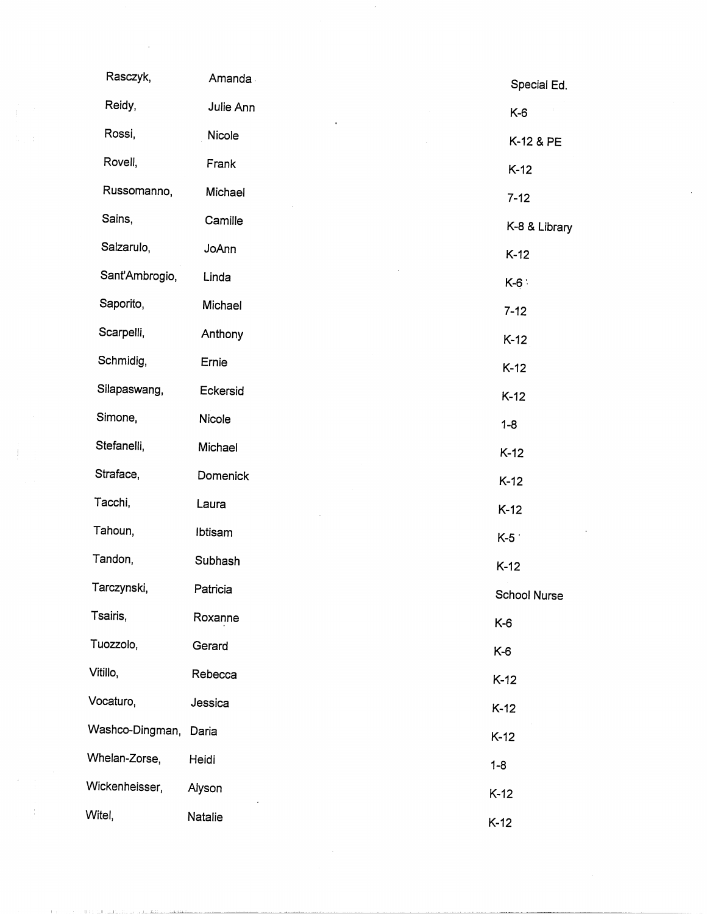| | | |
|---|---|---|
| Rasczyk, | Amanda | Special Ed. |
| Reidy, | Julie Ann | K-6 |
| Rossi, | Nicole | K-12 & PE |
| Rovell, | Frank | K-12 |
| Russomanno, | Michael | 7-12 |
| Sains, | Camille | K-8 & Library |
| Salzarulo, | JoAnn | K-12 |
| Sant'Ambrogio, | Linda | K-6 |
| Saporito, | Michael | 7-12 |
| Scarpelli, | Anthony | K-12 |
| Schmidig, | Ernie | K-12 |
| Silapaswang, | Eckersid | K-12 |
| Simone, | Nicole | 1-8 |
| Stefanelli, | Michael | K-12 |
| Straface, | Domenick | K-12 |
| Tacchi, | Laura | K-12 |
| Tahoun, | Ibtisam | K-5 |
| Tandon, | Subhash | K-12 |
| Tarczynski, | Patricia | School Nurse |
| Tsairis, | Roxanne | K-6 |
| Tuozzolo, | Gerard | K-6 |
| Vitillo, | Rebecca | K-12 |
| Vocaturo, | Jessica | K-12 |
| Washco-Dingman, | Daria | K-12 |
| Whelan-Zorse, | Heidi | 1-8 |
| Wickenheisser, | Alyson | K-12 |
| Witel, | Natalie | K-12 |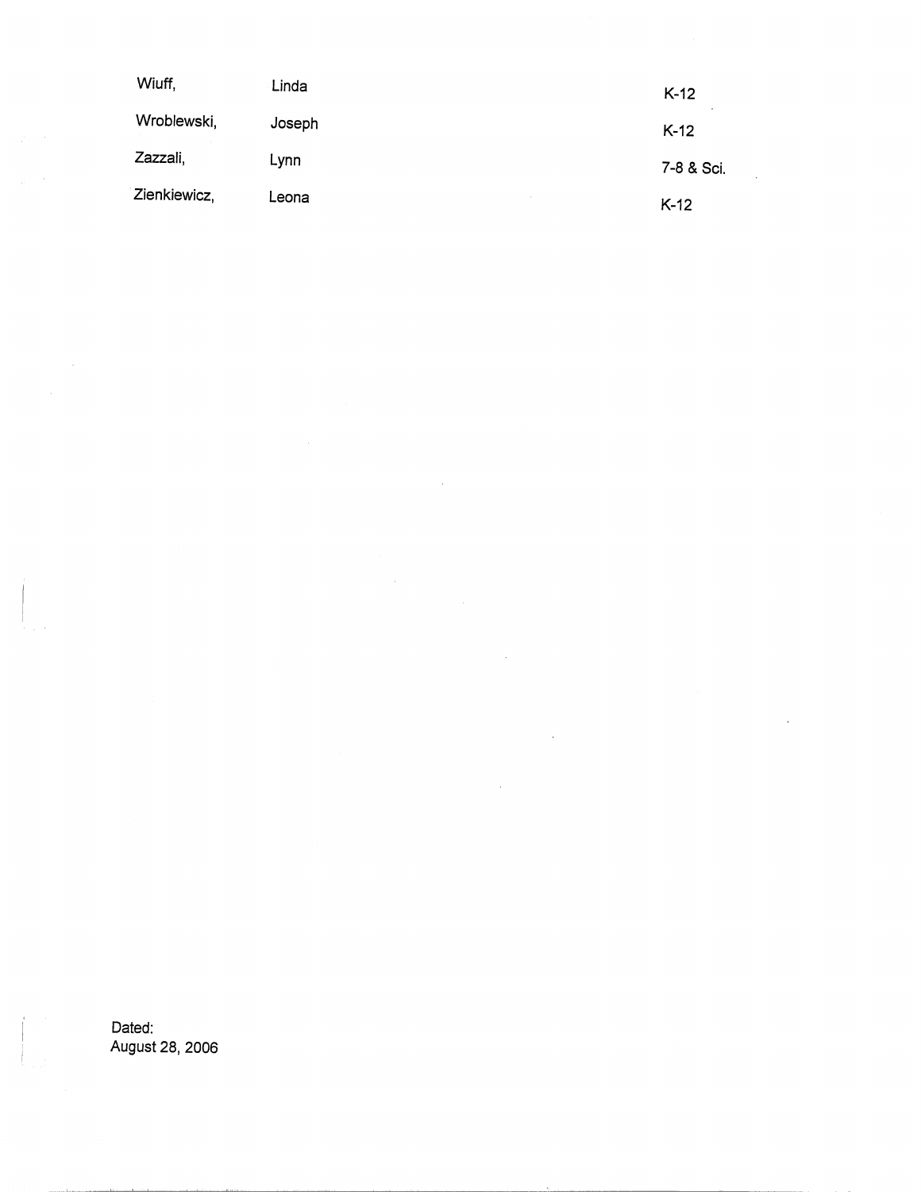| | | |
|---|---|---|
| Wiuff, | Linda | K-12 |
| Wroblewski, | Joseph | K-12 |
| Zazzali, | Lynn | 7-8 & Sci. |
| Zienkiewicz, | Leona | K-12 |

Dated:
August 28, 2006